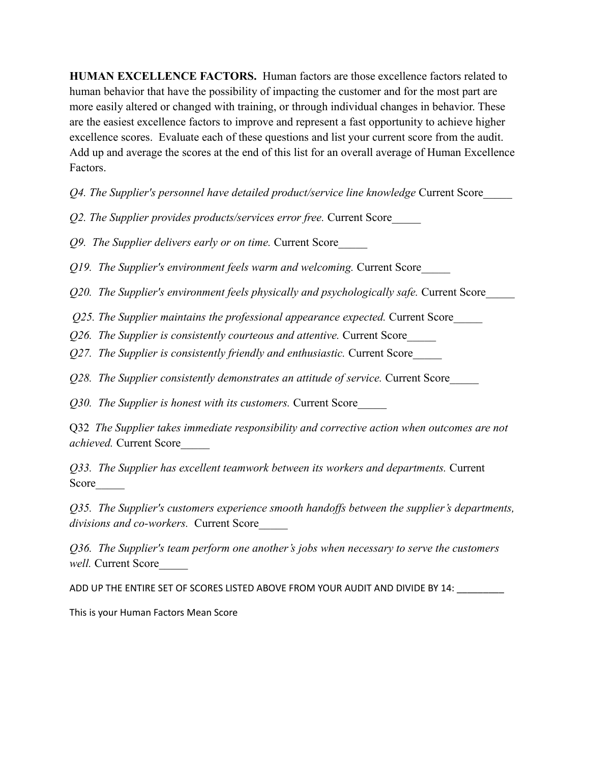**HUMAN EXCELLENCE FACTORS.** Human factors are those excellence factors related to human behavior that have the possibility of impacting the customer and for the most part are more easily altered or changed with training, or through individual changes in behavior. These are the easiest excellence factors to improve and represent a fast opportunity to achieve higher excellence scores. Evaluate each of these questions and list your current score from the audit. Add up and average the scores at the end of this list for an overall average of Human Excellence Factors.

*Q4. The Supplier's personnel have detailed product/service line knowledge* Current Score_____

*Q2. The Supplier provides products/services error free.* Current Score_____

*Q9. The Supplier delivers early or on time.* Current Score_____

*Q19. The Supplier's environment feels warm and welcoming.* Current Score_____

*Q20. The Supplier's environment feels physically and psychologically safe.* Current Score_____

*Q25. The Supplier maintains the professional appearance expected.* Current Score_____

*Q26. The Supplier is consistently courteous and attentive.* Current Score_____

*Q27. The Supplier is consistently friendly and enthusiastic.* Current Score_____

*Q28. The Supplier consistently demonstrates an attitude of service.* Current Score_____

*Q30. The Supplier is honest with its customers.* Current Score_____

Q32 *The Supplier takes immediate responsibility and corrective action when outcomes are not achieved.* Current Score_____

*Q33. The Supplier has excellent teamwork between its workers and departments.* Current Score_____

*Q35. The Supplier's customers experience smooth handoffs between the supplier's departments, divisions and co-workers.* Current Score_____

*Q36. The Supplier's team perform one another's jobs when necessary to serve the customers well.* Current Score_____

ADD UP THE ENTIRE SET OF SCORES LISTED ABOVE FROM YOUR AUDIT AND DIVIDE BY 14: _________

This is your Human Factors Mean Score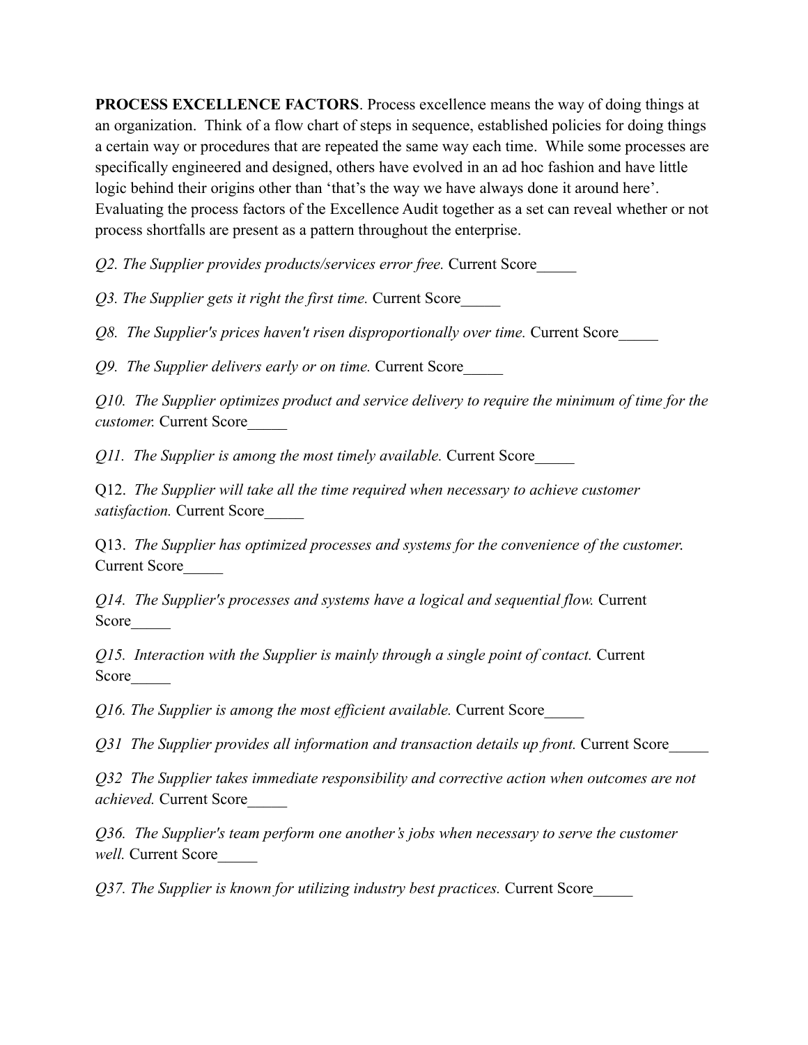**PROCESS EXCELLENCE FACTORS**. Process excellence means the way of doing things at an organization. Think of a flow chart of steps in sequence, established policies for doing things a certain way or procedures that are repeated the same way each time. While some processes are specifically engineered and designed, others have evolved in an ad hoc fashion and have little logic behind their origins other than 'that's the way we have always done it around here'. Evaluating the process factors of the Excellence Audit together as a set can reveal whether or not process shortfalls are present as a pattern throughout the enterprise.

*Q2. The Supplier provides products/services error free.* Current Score_____

*Q3. The Supplier gets it right the first time.* Current Score_____

*Q8. The Supplier's prices haven't risen disproportionally over time.* Current Score_____

*Q9. The Supplier delivers early or on time.* Current Score_____

*Q10. The Supplier optimizes product and service delivery to require the minimum of time for the customer.* Current Score_____

*Q11. The Supplier is among the most timely available.* Current Score_____

Q12. *The Supplier will take all the time required when necessary to achieve customer satisfaction.* Current Score_____

Q13. *The Supplier has optimized processes and systems for the convenience of the customer.* Current Score_____

*Q14. The Supplier's processes and systems have a logical and sequential flow.* Current Score_____

*Q15. Interaction with the Supplier is mainly through a single point of contact.* Current Score_____

*Q16. The Supplier is among the most efficient available.* Current Score_____

*Q31 The Supplier provides all information and transaction details up front.* Current Score_____

*Q32 The Supplier takes immediate responsibility and corrective action when outcomes are not achieved.* Current Score_____

*Q36. The Supplier's team perform one another's jobs when necessary to serve the customer well.* Current Score_____

*Q37. The Supplier is known for utilizing industry best practices.* Current Score_____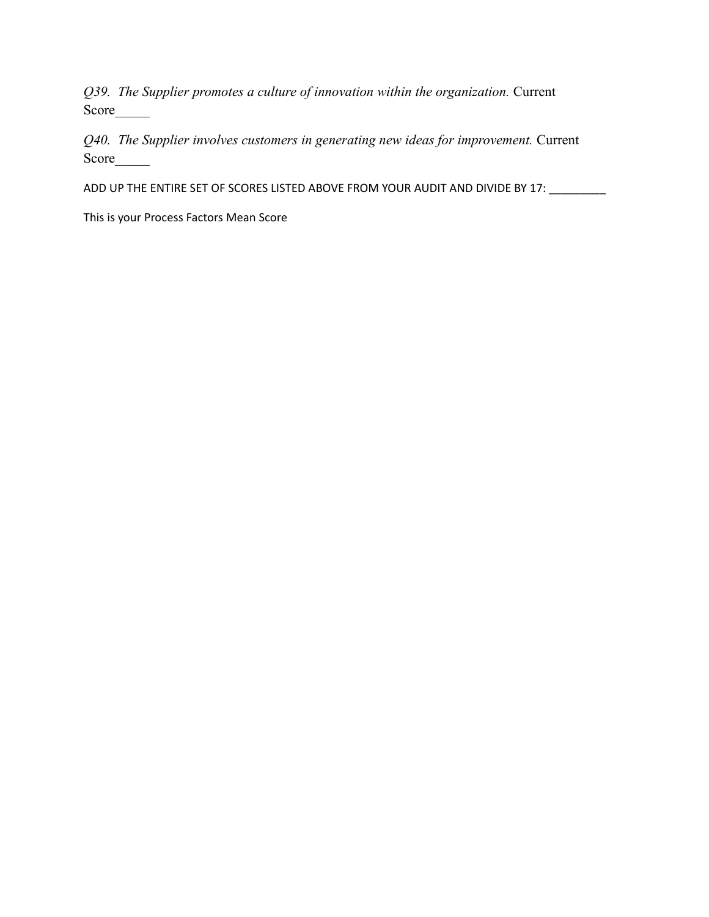*Q39. The Supplier promotes a culture of innovation within the organization.* Current Score_____

*Q40. The Supplier involves customers in generating new ideas for improvement.* Current Score_____

ADD UP THE ENTIRE SET OF SCORES LISTED ABOVE FROM YOUR AUDIT AND DIVIDE BY 17: _________

This is your Process Factors Mean Score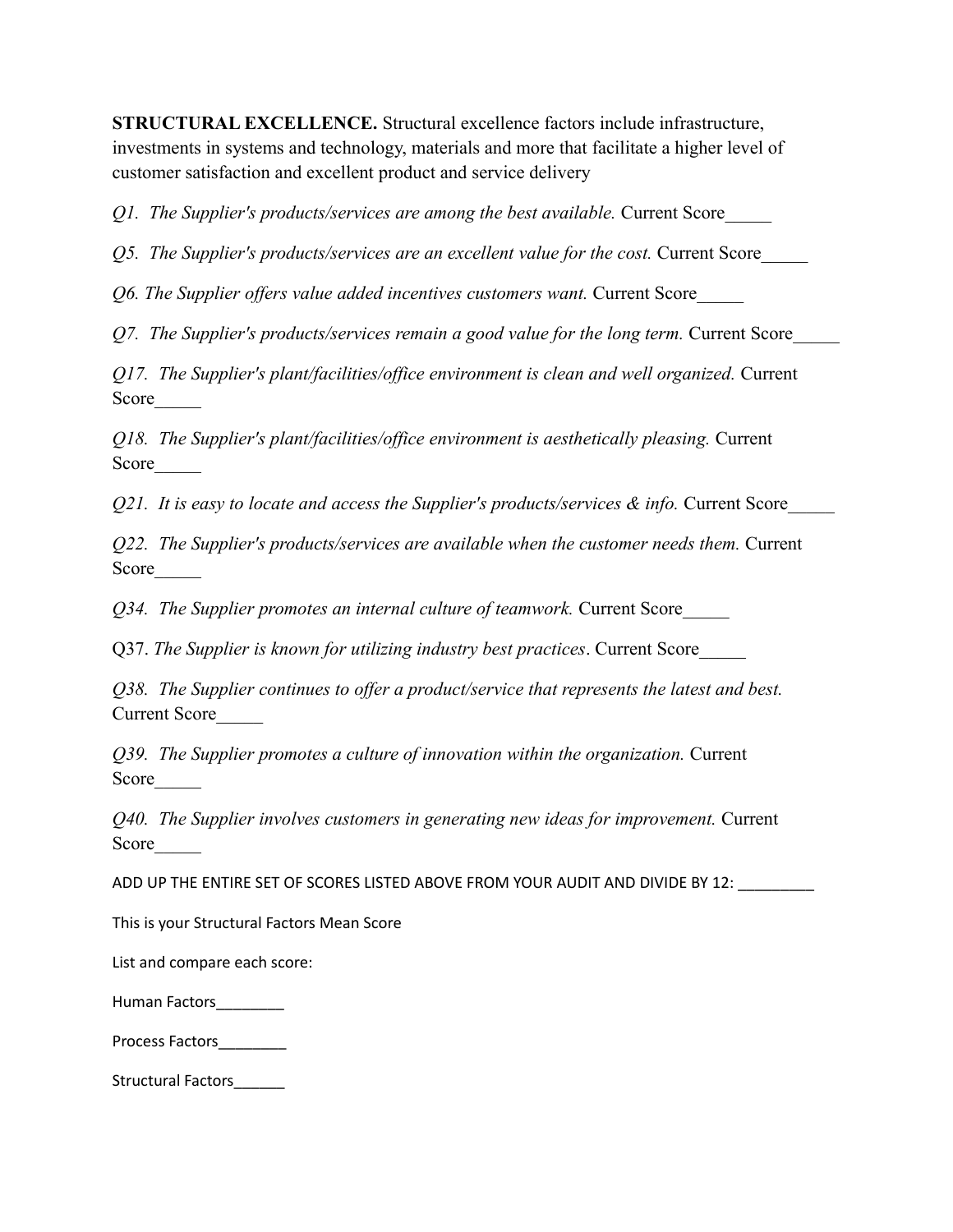**STRUCTURAL EXCELLENCE.** Structural excellence factors include infrastructure, investments in systems and technology, materials and more that facilitate a higher level of customer satisfaction and excellent product and service delivery

*Q1. The Supplier's products/services are among the best available.* Current Score_____

*Q5. The Supplier's products/services are an excellent value for the cost.* Current Score_____

*Q6. The Supplier offers value added incentives customers want.* Current Score_____

*Q7. The Supplier's products/services remain a good value for the long term.* Current Score_____

*Q17. The Supplier's plant/facilities/office environment is clean and well organized.* Current Score_____

*Q18. The Supplier's plant/facilities/office environment is aesthetically pleasing.* Current Score_____

*Q21. It is easy to locate and access the Supplier's products/services & info.* Current Score_____

*Q22. The Supplier's products/services are available when the customer needs them.* Current Score_____

*Q34. The Supplier promotes an internal culture of teamwork.* Current Score_____

Q37. *The Supplier is known for utilizing industry best practices*. Current Score_____

*Q38. The Supplier continues to offer a product/service that represents the latest and best.* Current Score_____

*Q39. The Supplier promotes a culture of innovation within the organization.* Current Score_____

*Q40. The Supplier involves customers in generating new ideas for improvement.* Current Score_____

ADD UP THE ENTIRE SET OF SCORES LISTED ABOVE FROM YOUR AUDIT AND DIVIDE BY 12: _________

This is your Structural Factors Mean Score

List and compare each score:

Human Factors________

Process Factors________

Structural Factors______